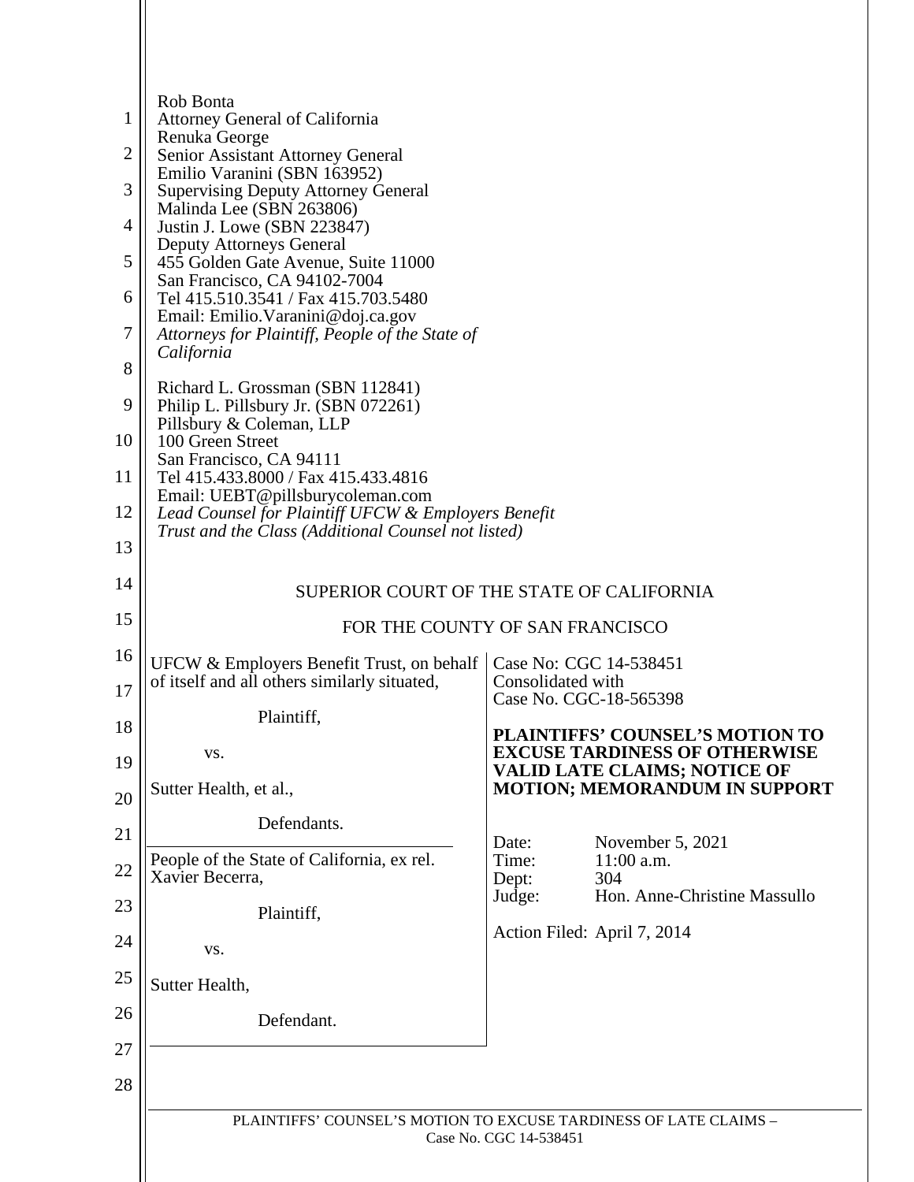Rob Bonta
Attorney General of California
Renuka George
Senior Assistant Attorney General
Emilio Varanini (SBN 163952)
Supervising Deputy Attorney General
Malinda Lee (SBN 263806)
Justin J. Lowe (SBN 223847)
Deputy Attorneys General
455 Golden Gate Avenue, Suite 11000
San Francisco, CA 94102-7004
Tel 415.510.3541 / Fax 415.703.5480
Email: Emilio.Varanini@doj.ca.gov
*Attorneys for Plaintiff, People of the State of California*

Richard L. Grossman (SBN 112841)
Philip L. Pillsbury Jr. (SBN 072261)
Pillsbury & Coleman, LLP
100 Green Street
San Francisco, CA 94111
Tel 415.433.8000 / Fax 415.433.4816
Email: UEBT@pillsburycoleman.com
*Lead Counsel for Plaintiff UFCW & Employers Benefit Trust and the Class (Additional Counsel not listed)*

SUPERIOR COURT OF THE STATE OF CALIFORNIA

FOR THE COUNTY OF SAN FRANCISCO

UFCW & Employers Benefit Trust, on behalf of itself and all others similarly situated,

Plaintiff,

vs.

Sutter Health, et al.,

Defendants.

People of the State of California, ex rel. Xavier Becerra,

Plaintiff,

vs.

Sutter Health,

Defendant.

Case No: CGC 14-538451
Consolidated with
Case No. CGC-18-565398

**PLAINTIFFS' COUNSEL'S MOTION TO EXCUSE TARDINESS OF OTHERWISE VALID LATE CLAIMS; NOTICE OF MOTION; MEMORANDUM IN SUPPORT**

Date: November 5, 2021
Time: 11:00 a.m.
Dept: 304
Judge: Hon. Anne-Christine Massullo

Action Filed: April 7, 2014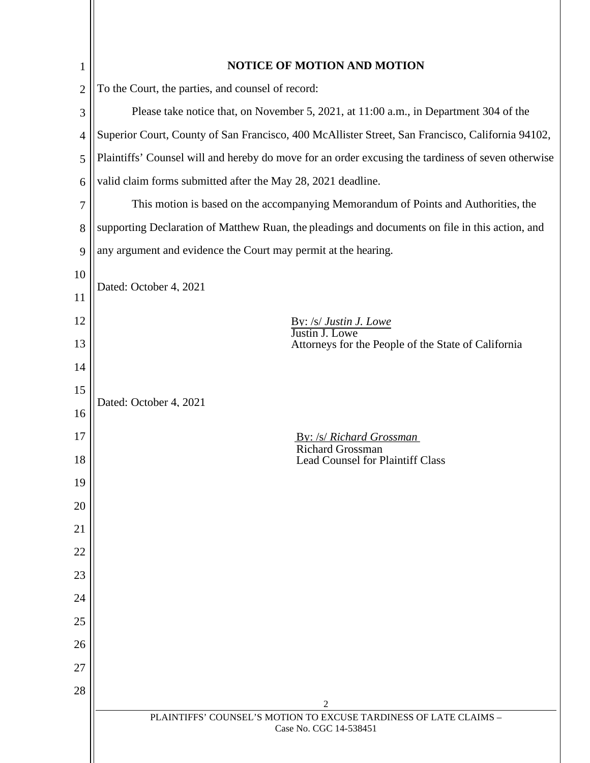**NOTICE OF MOTION AND MOTION**

To the Court, the parties, and counsel of record:

Please take notice that, on November 5, 2021, at 11:00 a.m., in Department 304 of the Superior Court, County of San Francisco, 400 McAllister Street, San Francisco, California 94102, Plaintiffs' Counsel will and hereby do move for an order excusing the tardiness of seven otherwise valid claim forms submitted after the May 28, 2021 deadline.

This motion is based on the accompanying Memorandum of Points and Authorities, the supporting Declaration of Matthew Ruan, the pleadings and documents on file in this action, and any argument and evidence the Court may permit at the hearing.

Dated: October 4, 2021

By: /s/ *Justin J. Lowe*
Justin J. Lowe
Attorneys for the People of the State of California

Dated: October 4, 2021

By: /s/ *Richard Grossman*
Richard Grossman
Lead Counsel for Plaintiff Class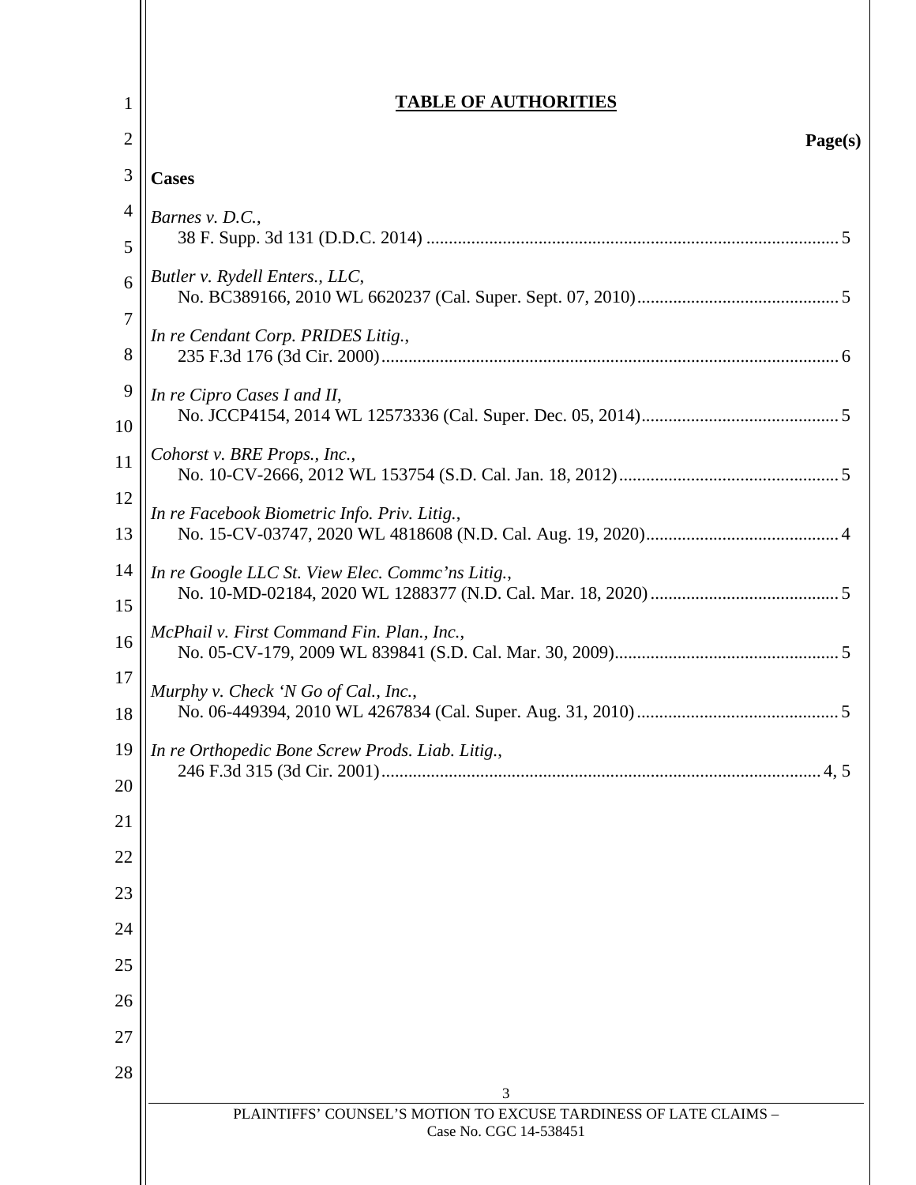# TABLE OF AUTHORITIES

**Page(s)**

**Cases**

*Barnes v. D.C.*,
38 F. Supp. 3d 131 (D.D.C. 2014) ........................................................................................... 5

*Butler v. Rydell Enters., LLC*,
No. BC389166, 2010 WL 6620237 (Cal. Super. Sept. 07, 2010)............................................ 5

*In re Cendant Corp. PRIDES Litig.*,
235 F.3d 176 (3d Cir. 2000)..................................................................................................... 6

*In re Cipro Cases I and II*,
No. JCCP4154, 2014 WL 12573336 (Cal. Super. Dec. 05, 2014)............................................ 5

*Cohorst v. BRE Props., Inc.*,
No. 10-CV-2666, 2012 WL 153754 (S.D. Cal. Jan. 18, 2012)................................................. 5

*In re Facebook Biometric Info. Priv. Litig.*,
No. 15-CV-03747, 2020 WL 4818608 (N.D. Cal. Aug. 19, 2020)........................................... 4

*In re Google LLC St. View Elec. Commc'ns Litig.*,
No. 10-MD-02184, 2020 WL 1288377 (N.D. Cal. Mar. 18, 2020).......................................... 5

*McPhail v. First Command Fin. Plan., Inc.*,
No. 05-CV-179, 2009 WL 839841 (S.D. Cal. Mar. 30, 2009).................................................. 5

*Murphy v. Check 'N Go of Cal., Inc.*,
No. 06-449394, 2010 WL 4267834 (Cal. Super. Aug. 31, 2010)............................................. 5

*In re Orthopedic Bone Screw Prods. Liab. Litig.*,
246 F.3d 315 (3d Cir. 2001)................................................................................................. 4, 5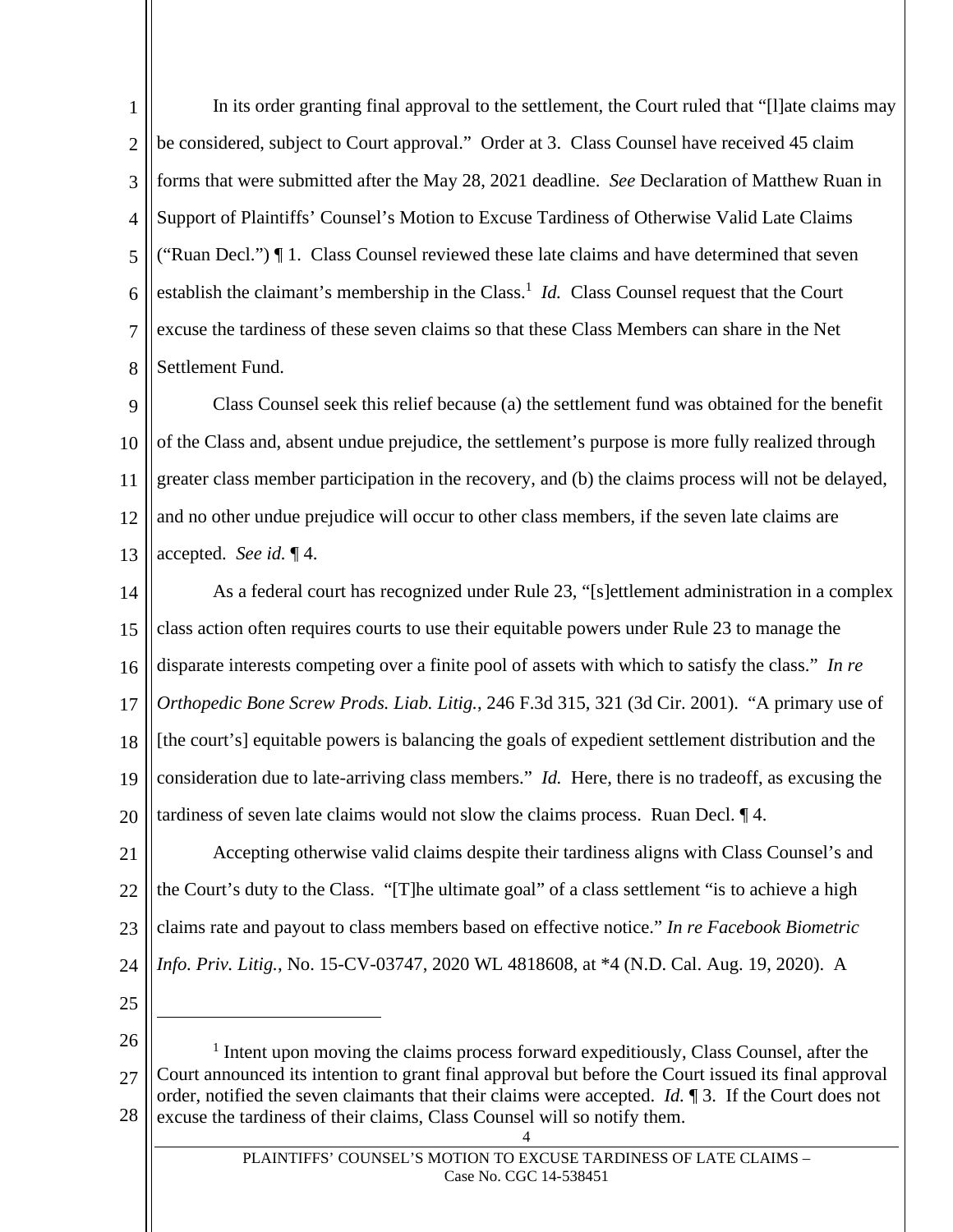In its order granting final approval to the settlement, the Court ruled that "[l]ate claims may be considered, subject to Court approval." Order at 3. Class Counsel have received 45 claim forms that were submitted after the May 28, 2021 deadline. *See* Declaration of Matthew Ruan in Support of Plaintiffs' Counsel's Motion to Excuse Tardiness of Otherwise Valid Late Claims ("Ruan Decl.") ¶ 1. Class Counsel reviewed these late claims and have determined that seven establish the claimant's membership in the Class.[1] *Id.* Class Counsel request that the Court excuse the tardiness of these seven claims so that these Class Members can share in the Net Settlement Fund.

Class Counsel seek this relief because (a) the settlement fund was obtained for the benefit of the Class and, absent undue prejudice, the settlement's purpose is more fully realized through greater class member participation in the recovery, and (b) the claims process will not be delayed, and no other undue prejudice will occur to other class members, if the seven late claims are accepted. *See id.* ¶ 4.

As a federal court has recognized under Rule 23, "[s]ettlement administration in a complex class action often requires courts to use their equitable powers under Rule 23 to manage the disparate interests competing over a finite pool of assets with which to satisfy the class." *In re Orthopedic Bone Screw Prods. Liab. Litig.*, 246 F.3d 315, 321 (3d Cir. 2001). "A primary use of [the court's] equitable powers is balancing the goals of expedient settlement distribution and the consideration due to late-arriving class members." *Id.* Here, there is no tradeoff, as excusing the tardiness of seven late claims would not slow the claims process. Ruan Decl. ¶ 4.

Accepting otherwise valid claims despite their tardiness aligns with Class Counsel's and the Court's duty to the Class. "[T]he ultimate goal" of a class settlement "is to achieve a high claims rate and payout to class members based on effective notice." *In re Facebook Biometric Info. Priv. Litig.*, No. 15-CV-03747, 2020 WL 4818608, at *4 (N.D. Cal. Aug. 19, 2020). A

---

[1] Intent upon moving the claims process forward expeditiously, Class Counsel, after the Court announced its intention to grant final approval but before the Court issued its final approval order, notified the seven claimants that their claims were accepted. *Id.* ¶ 3. If the Court does not excuse the tardiness of their claims, Class Counsel will so notify them.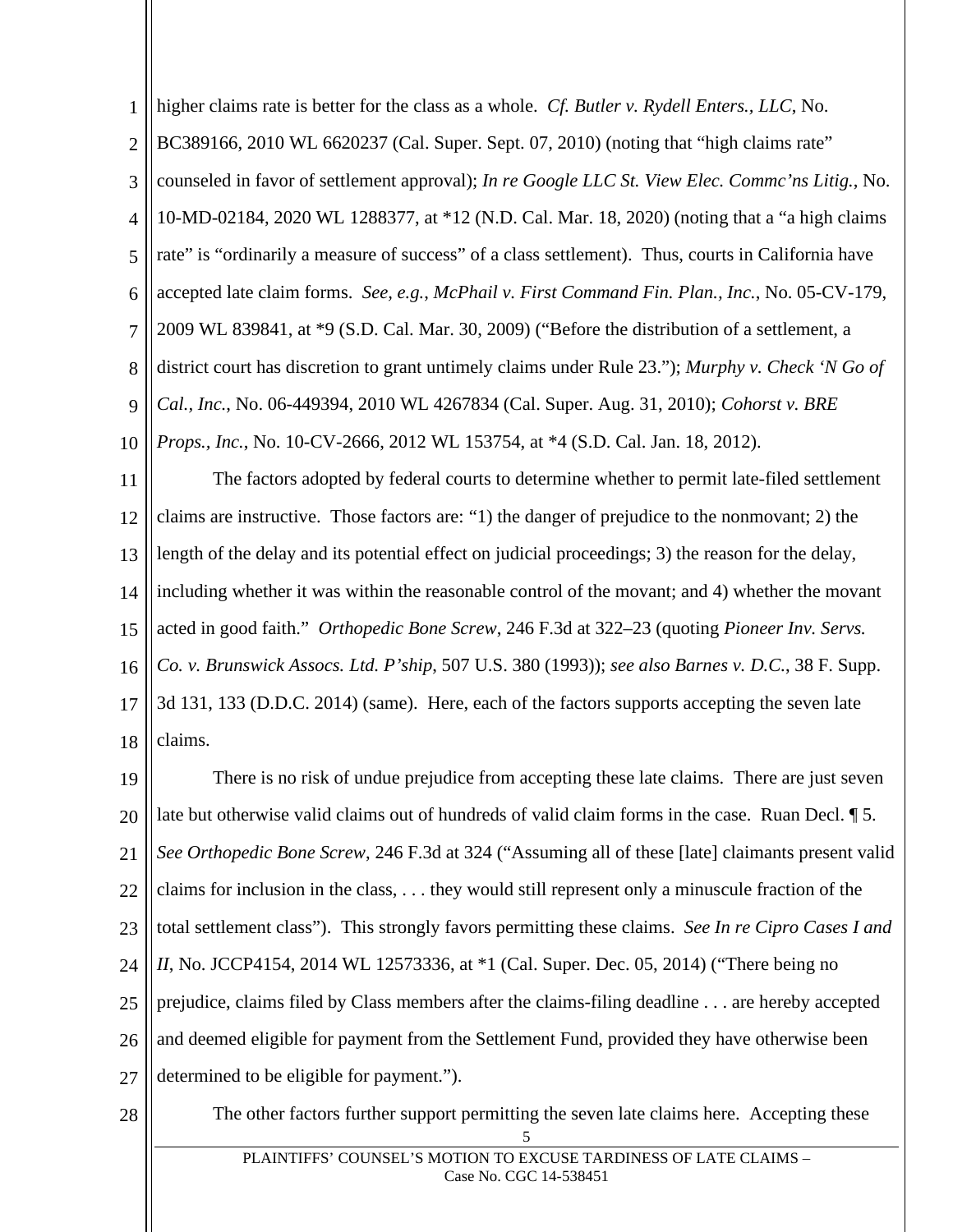higher claims rate is better for the class as a whole. *Cf. Butler v. Rydell Enters., LLC*, No. BC389166, 2010 WL 6620237 (Cal. Super. Sept. 07, 2010) (noting that "high claims rate" counseled in favor of settlement approval); *In re Google LLC St. View Elec. Commc'ns Litig.*, No. 10-MD-02184, 2020 WL 1288377, at *12 (N.D. Cal. Mar. 18, 2020) (noting that a "a high claims rate" is "ordinarily a measure of success" of a class settlement). Thus, courts in California have accepted late claim forms. *See, e.g.*, *McPhail v. First Command Fin. Plan., Inc.*, No. 05-CV-179, 2009 WL 839841, at *9 (S.D. Cal. Mar. 30, 2009) ("Before the distribution of a settlement, a district court has discretion to grant untimely claims under Rule 23."); *Murphy v. Check 'N Go of Cal., Inc.*, No. 06-449394, 2010 WL 4267834 (Cal. Super. Aug. 31, 2010); *Cohorst v. BRE Props., Inc.*, No. 10-CV-2666, 2012 WL 153754, at *4 (S.D. Cal. Jan. 18, 2012).

The factors adopted by federal courts to determine whether to permit late-filed settlement claims are instructive. Those factors are: "1) the danger of prejudice to the nonmovant; 2) the length of the delay and its potential effect on judicial proceedings; 3) the reason for the delay, including whether it was within the reasonable control of the movant; and 4) whether the movant acted in good faith." *Orthopedic Bone Screw*, 246 F.3d at 322–23 (quoting *Pioneer Inv. Servs. Co. v. Brunswick Assocs. Ltd. P'ship*, 507 U.S. 380 (1993)); *see also Barnes v. D.C.*, 38 F. Supp. 3d 131, 133 (D.D.C. 2014) (same). Here, each of the factors supports accepting the seven late claims.

There is no risk of undue prejudice from accepting these late claims. There are just seven late but otherwise valid claims out of hundreds of valid claim forms in the case. Ruan Decl. ¶ 5. *See Orthopedic Bone Screw*, 246 F.3d at 324 ("Assuming all of these [late] claimants present valid claims for inclusion in the class, . . . they would still represent only a minuscule fraction of the total settlement class"). This strongly favors permitting these claims. *See In re Cipro Cases I and II*, No. JCCP4154, 2014 WL 12573336, at *1 (Cal. Super. Dec. 05, 2014) ("There being no prejudice, claims filed by Class members after the claims-filing deadline . . . are hereby accepted and deemed eligible for payment from the Settlement Fund, provided they have otherwise been determined to be eligible for payment.").

The other factors further support permitting the seven late claims here. Accepting these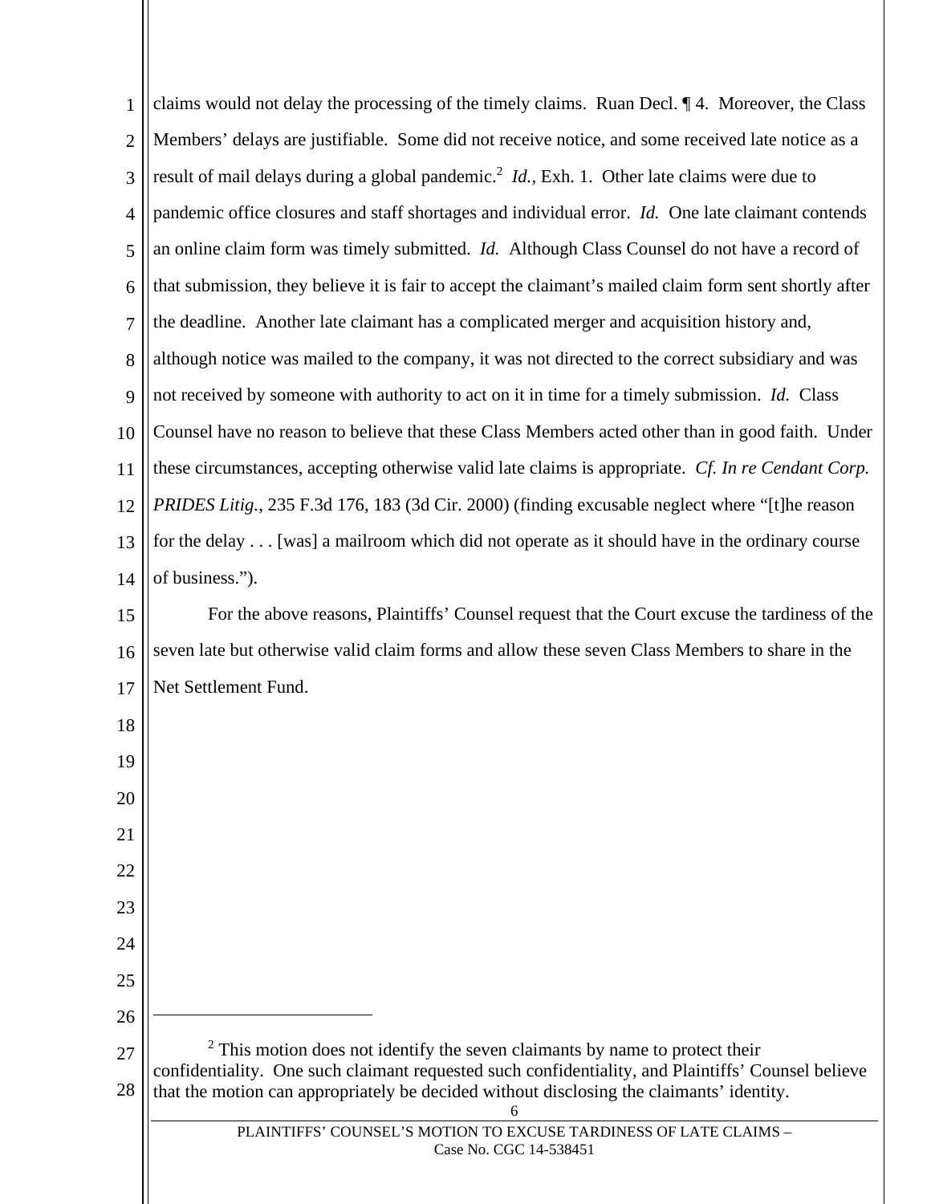claims would not delay the processing of the timely claims. Ruan Decl. ¶ 4. Moreover, the Class Members' delays are justifiable. Some did not receive notice, and some received late notice as a result of mail delays during a global pandemic.[2] *Id.*, Exh. 1. Other late claims were due to pandemic office closures and staff shortages and individual error. *Id.* One late claimant contends an online claim form was timely submitted. *Id.* Although Class Counsel do not have a record of that submission, they believe it is fair to accept the claimant's mailed claim form sent shortly after the deadline. Another late claimant has a complicated merger and acquisition history and, although notice was mailed to the company, it was not directed to the correct subsidiary and was not received by someone with authority to act on it in time for a timely submission. *Id.* Class Counsel have no reason to believe that these Class Members acted other than in good faith. Under these circumstances, accepting otherwise valid late claims is appropriate. *Cf. In re Cendant Corp. PRIDES Litig.*, 235 F.3d 176, 183 (3d Cir. 2000) (finding excusable neglect where "[t]he reason for the delay . . . [was] a mailroom which did not operate as it should have in the ordinary course of business.").

For the above reasons, Plaintiffs' Counsel request that the Court excuse the tardiness of the seven late but otherwise valid claim forms and allow these seven Class Members to share in the Net Settlement Fund.

---

[2] This motion does not identify the seven claimants by name to protect their confidentiality. One such claimant requested such confidentiality, and Plaintiffs' Counsel believe that the motion can appropriately be decided without disclosing the claimants' identity.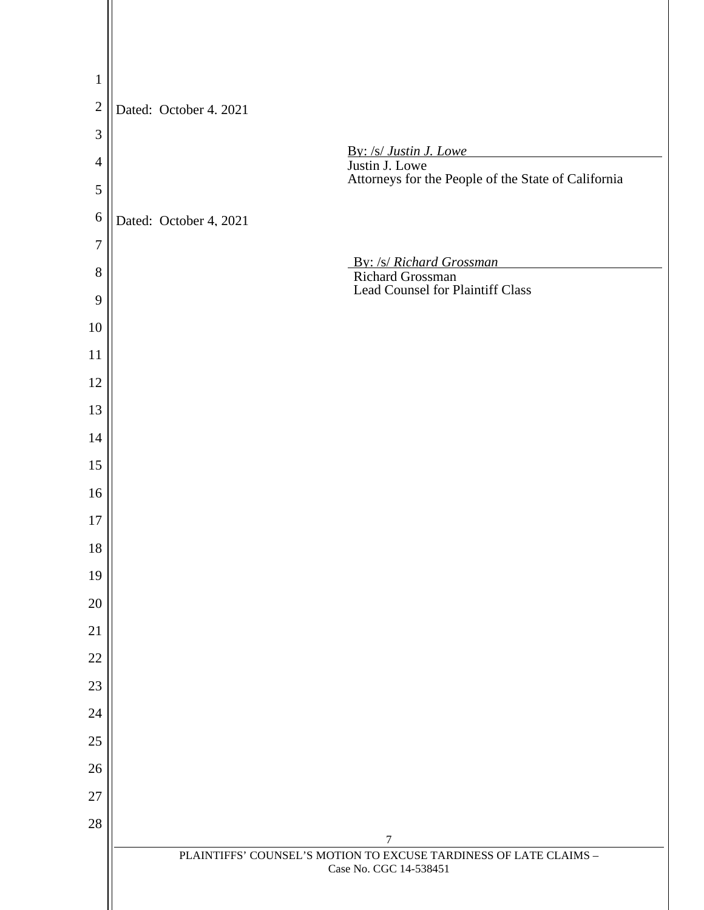Dated: October 4. 2021

By: /s/ *Justin J. Lowe*
Justin J. Lowe
Attorneys for the People of the State of California

Dated: October 4, 2021

By: /s/ *Richard Grossman*
Richard Grossman
Lead Counsel for Plaintiff Class